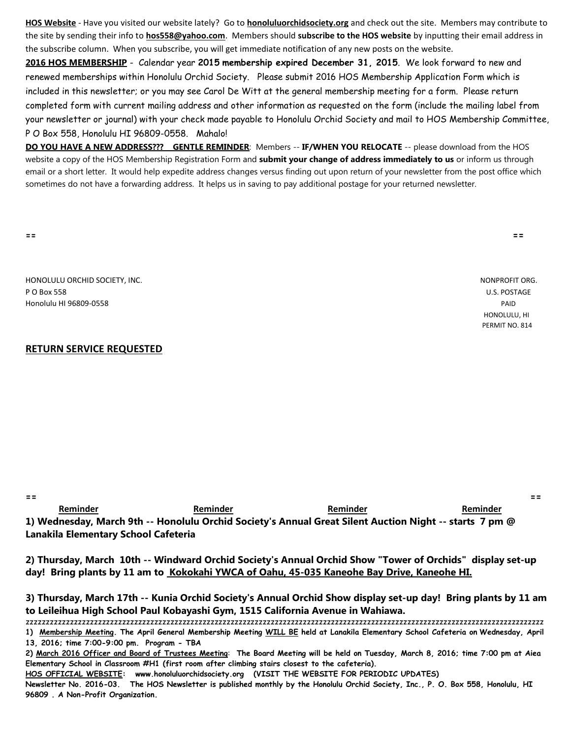**HOS Website** - Have you visited our website lately? Go to **honoluluorchidsociety.org** and check out the site. Members may contribute to the site by sending their info to **hos558@yahoo.com**. Members should **subscribe to the HOS website** by inputting their email address in the subscribe column. When you subscribe, you will get immediate notification of any new posts on the website.

**2016 HOS MEMBERSHIP** - Calendar year **2015 membership expired December 31, 2015**. We look forward to new and renewed memberships within Honolulu Orchid Society. Please submit 2016 HOS Membership Application Form which is included in this newsletter; or you may see Carol De Witt at the general membership meeting for a form. Please return completed form with current mailing address and other information as requested on the form (include the mailing label from your newsletter or journal) with your check made payable to Honolulu Orchid Society and mail to HOS Membership Committee, P O Box 558, Honolulu HI 96809-0558. Mahalo!

**DO YOU HAVE A NEW ADDRESS??? GENTLE REMINDER**: Members -- **IF/WHEN YOU RELOCATE** -- please download from the HOS website a copy of the HOS Membership Registration Form and **submit your change of address immediately to us** or inform us through email or a short letter. It would help expedite address changes versus finding out upon return of your newsletter from the post office which sometimes do not have a forwarding address. It helps us in saving to pay additional postage for your returned newsletter.

== ==

HONOLULU ORCHID SOCIETY, INC.
P O Box 558
Honolulu HI 96809-0558

NONPROFIT ORG.
U.S. POSTAGE
PAID
HONOLULU, HI
PERMIT NO. 814

**RETURN SERVICE REQUESTED**

== ==

**Reminder** **Reminder** **Reminder** **Reminder**

**1) Wednesday, March 9th -- Honolulu Orchid Society's Annual Great Silent Auction Night -- starts 7 pm @ Lanakila Elementary School Cafeteria**

**2) Thursday, March 10th -- Windward Orchid Society's Annual Orchid Show "Tower of Orchids" display set-up day! Bring plants by 11 am to Kokokahi YWCA of Oahu, 45-035 Kaneohe Bay Drive, Kaneohe HI.**

**3) Thursday, March 17th -- Kunia Orchid Society's Annual Orchid Show display set-up day! Bring plants by 11 am to Leileihua High School Paul Kobayashi Gym, 1515 California Avenue in Wahiawa.**

zzzzzzzzzzzzzzzzzzzzzzzzzzzzzzzzzzzzzzzzzzzzzzzzzzzzzzzzzzzzzzzzzzzzzzzzzzzzzzzzzzzzzzzzzzzzzzzzzzzzzzzzzzzzzzzzzzzzzzzz

**1) Membership Meeting. The April General Membership Meeting WILL BE held at Lanakila Elementary School Cafeteria on Wednesday, April 13, 2016; time 7:00-9:00 pm. Program - TBA**

**2) March 2016 Officer and Board of Trustees Meeting: The Board Meeting will be held on Tuesday, March 8, 2016; time 7:00 pm at Aiea Elementary School in Classroom #H1 (first room after climbing stairs closest to the cafeteria).**

**HOS OFFICIAL WEBSITE: www.honoluluorchidsociety.org (VISIT THE WEBSITE FOR PERIODIC UPDATES)**

**Newsletter No. 2016-03. The HOS Newsletter is published monthly by the Honolulu Orchid Society, Inc., P. O. Box 558, Honolulu, HI 96809 . A Non-Profit Organization.**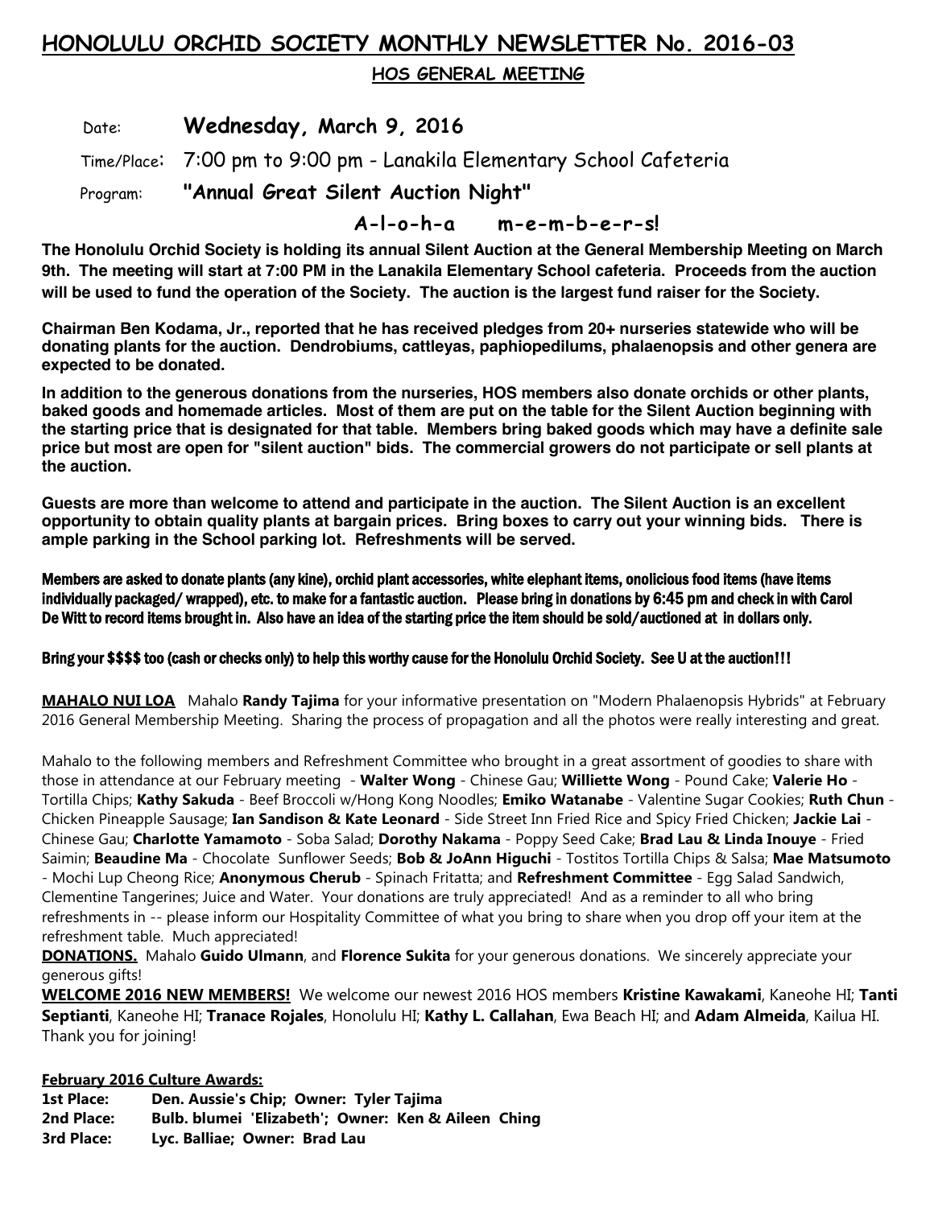# HONOLULU ORCHID SOCIETY MONTHLY NEWSLETTER No. 2016-03

## HOS GENERAL MEETING

Date: **Wednesday, March 9, 2016**

Time/Place: 7:00 pm to 9:00 pm - Lanakila Elementary School Cafeteria

Program: **"Annual Great Silent Auction Night"**

**A-l-o-h-a m-e-m-b-e-r-s!**

**The Honolulu Orchid Society is holding its annual Silent Auction at the General Membership Meeting on March 9th. The meeting will start at 7:00 PM in the Lanakila Elementary School cafeteria. Proceeds from the auction will be used to fund the operation of the Society. The auction is the largest fund raiser for the Society.**

**Chairman Ben Kodama, Jr., reported that he has received pledges from 20+ nurseries statewide who will be donating plants for the auction. Dendrobiums, cattleyas, paphiopedilums, phalaenopsis and other genera are expected to be donated.**

**In addition to the generous donations from the nurseries, HOS members also donate orchids or other plants, baked goods and homemade articles. Most of them are put on the table for the Silent Auction beginning with the starting price that is designated for that table. Members bring baked goods which may have a definite sale price but most are open for "silent auction" bids. The commercial growers do not participate or sell plants at the auction.**

**Guests are more than welcome to attend and participate in the auction. The Silent Auction is an excellent opportunity to obtain quality plants at bargain prices. Bring boxes to carry out your winning bids. There is ample parking in the School parking lot. Refreshments will be served.**

**Members are asked to donate plants (any kine), orchid plant accessories, white elephant items, onolicious food items (have items individually packaged/ wrapped), etc. to make for a fantastic auction. Please bring in donations by 6:45 pm and check in with Carol De Witt to record items brought in. Also have an idea of the starting price the item should be sold/auctioned at in dollars only.**

**Bring your $$$$ too (cash or checks only) to help this worthy cause for the Honolulu Orchid Society. See U at the auction!!!**

**MAHALO NUI LOA** Mahalo **Randy Tajima** for your informative presentation on "Modern Phalaenopsis Hybrids" at February 2016 General Membership Meeting. Sharing the process of propagation and all the photos were really interesting and great.

Mahalo to the following members and Refreshment Committee who brought in a great assortment of goodies to share with those in attendance at our February meeting - **Walter Wong** - Chinese Gau; **Williette Wong** - Pound Cake; **Valerie Ho** - Tortilla Chips; **Kathy Sakuda** - Beef Broccoli w/Hong Kong Noodles; **Emiko Watanabe** - Valentine Sugar Cookies; **Ruth Chun** - Chicken Pineapple Sausage; **Ian Sandison & Kate Leonard** - Side Street Inn Fried Rice and Spicy Fried Chicken; **Jackie Lai** - Chinese Gau; **Charlotte Yamamoto** - Soba Salad; **Dorothy Nakama** - Poppy Seed Cake; **Brad Lau & Linda Inouye** - Fried Saimin; **Beaudine Ma** - Chocolate Sunflower Seeds; **Bob & JoAnn Higuchi** - Tostitos Tortilla Chips & Salsa; **Mae Matsumoto** - Mochi Lup Cheong Rice; **Anonymous Cherub** - Spinach Fritatta; and **Refreshment Committee** - Egg Salad Sandwich, Clementine Tangerines; Juice and Water. Your donations are truly appreciated! And as a reminder to all who bring refreshments in -- please inform our Hospitality Committee of what you bring to share when you drop off your item at the refreshment table. Much appreciated!

**DONATIONS.** Mahalo **Guido Ulmann**, and **Florence Sukita** for your generous donations. We sincerely appreciate your generous gifts!

**WELCOME 2016 NEW MEMBERS!** We welcome our newest 2016 HOS members **Kristine Kawakami**, Kaneohe HI; **Tanti Septianti**, Kaneohe HI; **Tranace Rojales**, Honolulu HI; **Kathy L. Callahan**, Ewa Beach HI; and **Adam Almeida**, Kailua HI. Thank you for joining!

**February 2016 Culture Awards:**

**1st Place: Den. Aussie's Chip; Owner: Tyler Tajima**
**2nd Place: Bulb. blumei 'Elizabeth'; Owner: Ken & Aileen Ching**
**3rd Place: Lyc. Balliae; Owner: Brad Lau**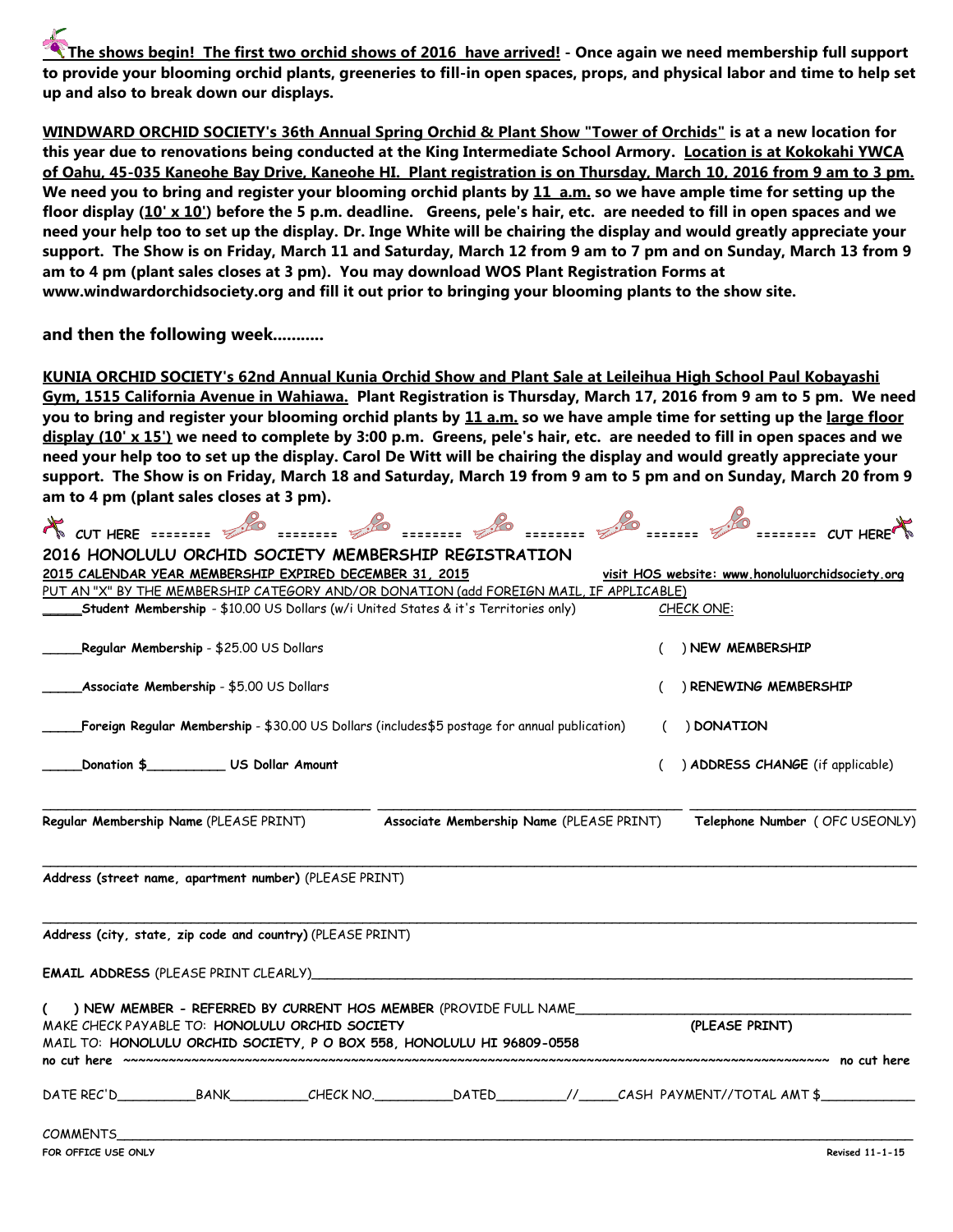**The shows begin! The first two orchid shows of 2016 have arrived! - Once again we need membership full support to provide your blooming orchid plants, greeneries to fill-in open spaces, props, and physical labor and time to help set up and also to break down our displays.**

**WINDWARD ORCHID SOCIETY's 36th Annual Spring Orchid & Plant Show "Tower of Orchids" is at a new location for this year due to renovations being conducted at the King Intermediate School Armory. Location is at Kokokahi YWCA of Oahu, 45-035 Kaneohe Bay Drive, Kaneohe HI. Plant registration is on Thursday, March 10, 2016 from 9 am to 3 pm. We need you to bring and register your blooming orchid plants by 11 a.m. so we have ample time for setting up the floor display (10' x 10') before the 5 p.m. deadline. Greens, pele's hair, etc. are needed to fill in open spaces and we need your help too to set up the display. Dr. Inge White will be chairing the display and would greatly appreciate your support. The Show is on Friday, March 11 and Saturday, March 12 from 9 am to 7 pm and on Sunday, March 13 from 9 am to 4 pm (plant sales closes at 3 pm). You may download WOS Plant Registration Forms at www.windwardorchidsociety.org and fill it out prior to bringing your blooming plants to the show site.**

**and then the following week...........**

**KUNIA ORCHID SOCIETY's 62nd Annual Kunia Orchid Show and Plant Sale at Leileihua High School Paul Kobayashi Gym, 1515 California Avenue in Wahiawa. Plant Registration is Thursday, March 17, 2016 from 9 am to 5 pm. We need you to bring and register your blooming orchid plants by 11 a.m. so we have ample time for setting up the large floor display (10' x 15') we need to complete by 3:00 p.m. Greens, pele's hair, etc. are needed to fill in open spaces and we need your help too to set up the display. Carol De Witt will be chairing the display and would greatly appreciate your support. The Show is on Friday, March 18 and Saturday, March 19 from 9 am to 5 pm and on Sunday, March 20 from 9 am to 4 pm (plant sales closes at 3 pm).**

CUT HERE ======== ======== ======== ======== ======= ======== CUT HERE

## 2016 HONOLULU ORCHID SOCIETY MEMBERSHIP REGISTRATION

2015 CALENDAR YEAR MEMBERSHIP EXPIRED DECEMBER 31, 2015 visit HOS website: www.honoluluorchidsociety.org

PUT AN "X" BY THE MEMBERSHIP CATEGORY AND/OR DONATION (add FOREIGN MAIL, IF APPLICABLE)

CHECK ONE:

_____**Student Membership** - $10.00 US Dollars (w/i United States & it's Territories only)

_____**Regular Membership** - $25.00 US Dollars ( ) **NEW MEMBERSHIP**

_____**Associate Membership** - $5.00 US Dollars ( ) **RENEWING MEMBERSHIP**

_____**Foreign Regular Membership** - $30.00 US Dollars (includes$5 postage for annual publication) ( ) **DONATION**

_____**Donation $**__________ **US Dollar Amount** ( ) **ADDRESS CHANGE** (if applicable)

______________________ ______________________ ______________________

**Regular Membership Name** (PLEASE PRINT) **Associate Membership Name** (PLEASE PRINT) **Telephone Number** ( OFC USEONLY)

______________________________________________________________

**Address (street name, apartment number)** (PLEASE PRINT)

______________________________________________________________

**Address (city, state, zip code and country)** (PLEASE PRINT)

**EMAIL ADDRESS** (PLEASE PRINT CLEARLY)______________________________________________

( ) **NEW MEMBER - REFERRED BY CURRENT HOS MEMBER** (PROVIDE FULL NAME__________________________ **(PLEASE PRINT)**

MAKE CHECK PAYABLE TO: **HONOLULU ORCHID SOCIETY**

MAIL TO: **HONOLULU ORCHID SOCIETY, P O BOX 558, HONOLULU HI 96809-0558**

**no cut here** ~~~~~~~~~~~~~~~~~~~~~~~~~~~~~~~~~~~~~~~~~~~~~~~~~~~~~~~~~~~~ **no cut here**

DATE REC'D__________BANK__________CHECK NO.__________DATED_________//_____CASH PAYMENT//TOTAL AMT $____________

COMMENTS______________________________________________________________

**FOR OFFICE USE ONLY** **Revised 11-1-15**